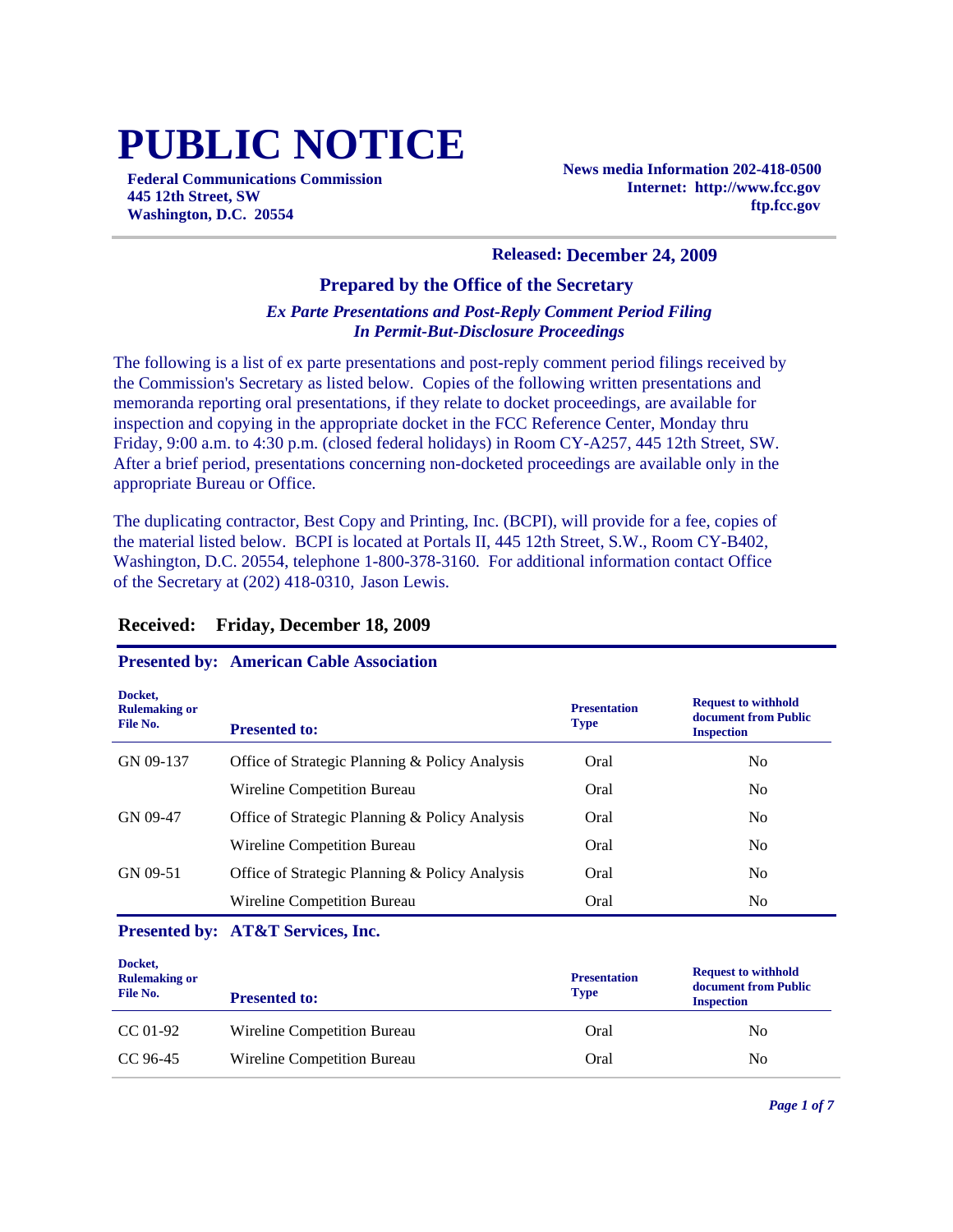# PUBLIC NOTICE

**Federal Communications Commission**
**445 12th Street, SW**
**Washington, D.C. 20554**

**News media Information 202-418-0500**
**Internet: http://www.fcc.gov**
**ftp.fcc.gov**

**Released: December 24, 2009**

### Prepared by the Office of the Secretary

***Ex Parte Presentations and Post-Reply Comment Period Filing In Permit-But-Disclosure Proceedings***

The following is a list of ex parte presentations and post-reply comment period filings received by the Commission's Secretary as listed below. Copies of the following written presentations and memoranda reporting oral presentations, if they relate to docket proceedings, are available for inspection and copying in the appropriate docket in the FCC Reference Center, Monday thru Friday, 9:00 a.m. to 4:30 p.m. (closed federal holidays) in Room CY-A257, 445 12th Street, SW. After a brief period, presentations concerning non-docketed proceedings are available only in the appropriate Bureau or Office.

The duplicating contractor, Best Copy and Printing, Inc. (BCPI), will provide for a fee, copies of the material listed below. BCPI is located at Portals II, 445 12th Street, S.W., Room CY-B402, Washington, D.C. 20554, telephone 1-800-378-3160. For additional information contact Office of the Secretary at (202) 418-0310, Jason Lewis.

## Received: Friday, December 18, 2009

### Presented by: American Cable Association

| Docket, Rulemaking or File No. | Presented to: | Presentation Type | Request to withhold document from Public Inspection |
|---|---|---|---|
| GN 09-137 | Office of Strategic Planning & Policy Analysis | Oral | No |
| | Wireline Competition Bureau | Oral | No |
| GN 09-47 | Office of Strategic Planning & Policy Analysis | Oral | No |
| | Wireline Competition Bureau | Oral | No |
| GN 09-51 | Office of Strategic Planning & Policy Analysis | Oral | No |
| | Wireline Competition Bureau | Oral | No |

### Presented by: AT&T Services, Inc.

| Docket, Rulemaking or File No. | Presented to: | Presentation Type | Request to withhold document from Public Inspection |
|---|---|---|---|
| CC 01-92 | Wireline Competition Bureau | Oral | No |
| CC 96-45 | Wireline Competition Bureau | Oral | No |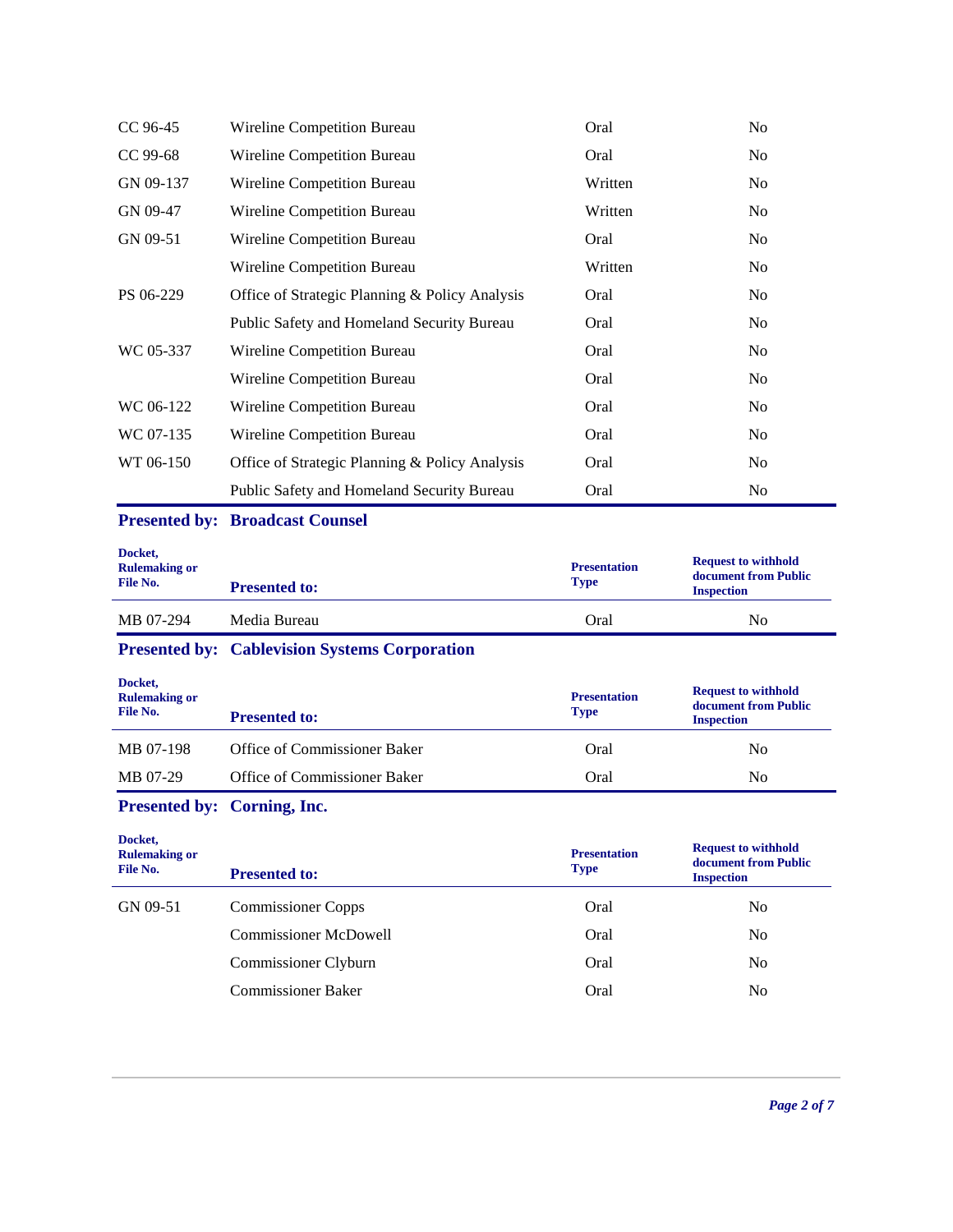| Docket, Rulemaking or File No. | Presented to: | Presentation Type | Request to withhold document from Public Inspection |
|---|---|---|---|
| CC 96-45 | Wireline Competition Bureau | Oral | No |
| CC 99-68 | Wireline Competition Bureau | Oral | No |
| GN 09-137 | Wireline Competition Bureau | Written | No |
| GN 09-47 | Wireline Competition Bureau | Written | No |
| GN 09-51 | Wireline Competition Bureau | Oral | No |
| | Wireline Competition Bureau | Written | No |
| PS 06-229 | Office of Strategic Planning & Policy Analysis | Oral | No |
| | Public Safety and Homeland Security Bureau | Oral | No |
| WC 05-337 | Wireline Competition Bureau | Oral | No |
| | Wireline Competition Bureau | Oral | No |
| WC 06-122 | Wireline Competition Bureau | Oral | No |
| WC 07-135 | Wireline Competition Bureau | Oral | No |
| WT 06-150 | Office of Strategic Planning & Policy Analysis | Oral | No |
| | Public Safety and Homeland Security Bureau | Oral | No |

**Presented by: Broadcast Counsel**

| Docket, Rulemaking or File No. | Presented to: | Presentation Type | Request to withhold document from Public Inspection |
|---|---|---|---|
| MB 07-294 | Media Bureau | Oral | No |

**Presented by: Cablevision Systems Corporation**

| Docket, Rulemaking or File No. | Presented to: | Presentation Type | Request to withhold document from Public Inspection |
|---|---|---|---|
| MB 07-198 | Office of Commissioner Baker | Oral | No |
| MB 07-29 | Office of Commissioner Baker | Oral | No |

**Presented by: Corning, Inc.**

| Docket, Rulemaking or File No. | Presented to: | Presentation Type | Request to withhold document from Public Inspection |
|---|---|---|---|
| GN 09-51 | Commissioner Copps | Oral | No |
| | Commissioner McDowell | Oral | No |
| | Commissioner Clyburn | Oral | No |
| | Commissioner Baker | Oral | No |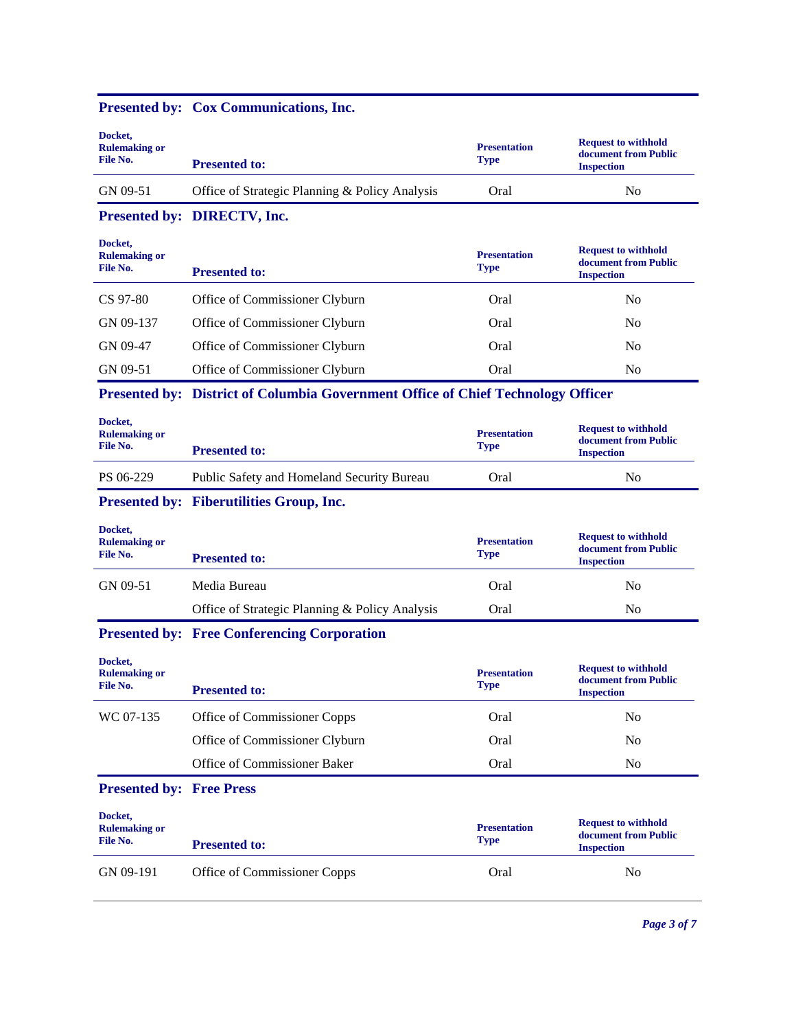**Presented by: Cox Communications, Inc.**

| Docket, Rulemaking or File No. | Presented to: | Presentation Type | Request to withhold document from Public Inspection |
|---|---|---|---|
| GN 09-51 | Office of Strategic Planning & Policy Analysis | Oral | No |

**Presented by: DIRECTV, Inc.**

| Docket, Rulemaking or File No. | Presented to: | Presentation Type | Request to withhold document from Public Inspection |
|---|---|---|---|
| CS 97-80 | Office of Commissioner Clyburn | Oral | No |
| GN 09-137 | Office of Commissioner Clyburn | Oral | No |
| GN 09-47 | Office of Commissioner Clyburn | Oral | No |
| GN 09-51 | Office of Commissioner Clyburn | Oral | No |

**Presented by: District of Columbia Government Office of Chief Technology Officer**

| Docket, Rulemaking or File No. | Presented to: | Presentation Type | Request to withhold document from Public Inspection |
|---|---|---|---|
| PS 06-229 | Public Safety and Homeland Security Bureau | Oral | No |

**Presented by: Fiberutilities Group, Inc.**

| Docket, Rulemaking or File No. | Presented to: | Presentation Type | Request to withhold document from Public Inspection |
|---|---|---|---|
| GN 09-51 | Media Bureau | Oral | No |
| | Office of Strategic Planning & Policy Analysis | Oral | No |

**Presented by: Free Conferencing Corporation**

| Docket, Rulemaking or File No. | Presented to: | Presentation Type | Request to withhold document from Public Inspection |
|---|---|---|---|
| WC 07-135 | Office of Commissioner Copps | Oral | No |
| | Office of Commissioner Clyburn | Oral | No |
| | Office of Commissioner Baker | Oral | No |

**Presented by: Free Press**

| Docket, Rulemaking or File No. | Presented to: | Presentation Type | Request to withhold document from Public Inspection |
|---|---|---|---|
| GN 09-191 | Office of Commissioner Copps | Oral | No |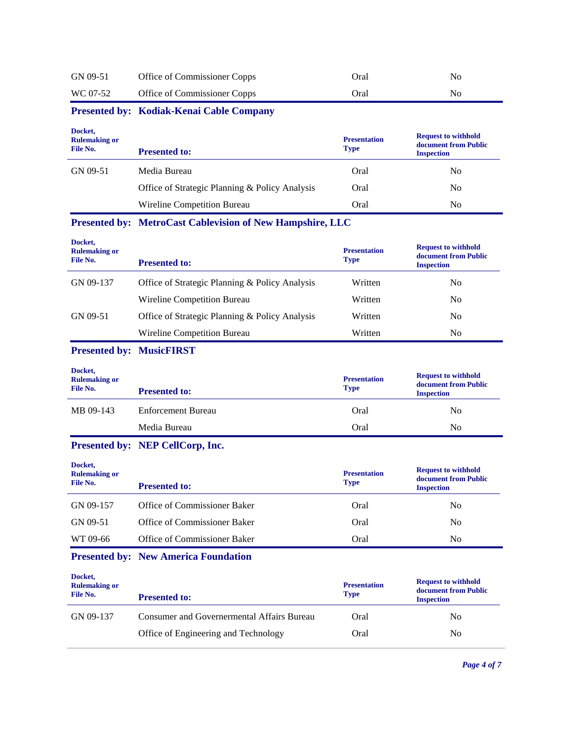| | | | |
|---|---|---|---|
| GN 09-51 | Office of Commissioner Copps | Oral | No |
| WC 07-52 | Office of Commissioner Copps | Oral | No |

### Presented by: Kodiak-Kenai Cable Company

| Docket, Rulemaking or File No. | Presented to: | Presentation Type | Request to withhold document from Public Inspection |
|---|---|---|---|
| GN 09-51 | Media Bureau | Oral | No |
| | Office of Strategic Planning & Policy Analysis | Oral | No |
| | Wireline Competition Bureau | Oral | No |

### Presented by: MetroCast Cablevision of New Hampshire, LLC

| Docket, Rulemaking or File No. | Presented to: | Presentation Type | Request to withhold document from Public Inspection |
|---|---|---|---|
| GN 09-137 | Office of Strategic Planning & Policy Analysis | Written | No |
| | Wireline Competition Bureau | Written | No |
| GN 09-51 | Office of Strategic Planning & Policy Analysis | Written | No |
| | Wireline Competition Bureau | Written | No |

### Presented by: MusicFIRST

| Docket, Rulemaking or File No. | Presented to: | Presentation Type | Request to withhold document from Public Inspection |
|---|---|---|---|
| MB 09-143 | Enforcement Bureau | Oral | No |
| | Media Bureau | Oral | No |

### Presented by: NEP CellCorp, Inc.

| Docket, Rulemaking or File No. | Presented to: | Presentation Type | Request to withhold document from Public Inspection |
|---|---|---|---|
| GN 09-157 | Office of Commissioner Baker | Oral | No |
| GN 09-51 | Office of Commissioner Baker | Oral | No |
| WT 09-66 | Office of Commissioner Baker | Oral | No |

### Presented by: New America Foundation

| Docket, Rulemaking or File No. | Presented to: | Presentation Type | Request to withhold document from Public Inspection |
|---|---|---|---|
| GN 09-137 | Consumer and Governermental Affairs Bureau | Oral | No |
| | Office of Engineering and Technology | Oral | No |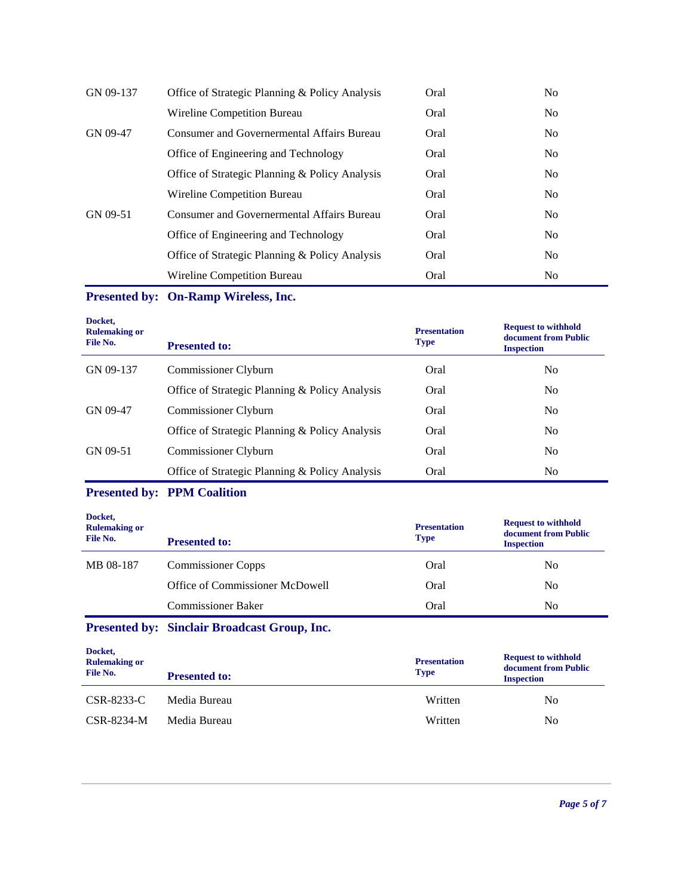| | | | |
|---|---|---|---|
| GN 09-137 | Office of Strategic Planning & Policy Analysis | Oral | No |
| | Wireline Competition Bureau | Oral | No |
| GN 09-47 | Consumer and Governermental Affairs Bureau | Oral | No |
| | Office of Engineering and Technology | Oral | No |
| | Office of Strategic Planning & Policy Analysis | Oral | No |
| | Wireline Competition Bureau | Oral | No |
| GN 09-51 | Consumer and Governermental Affairs Bureau | Oral | No |
| | Office of Engineering and Technology | Oral | No |
| | Office of Strategic Planning & Policy Analysis | Oral | No |
| | Wireline Competition Bureau | Oral | No |

**Presented by: On-Ramp Wireless, Inc.**

| Docket, Rulemaking or File No. | Presented to: | Presentation Type | Request to withhold document from Public Inspection |
|---|---|---|---|
| GN 09-137 | Commissioner Clyburn | Oral | No |
| | Office of Strategic Planning & Policy Analysis | Oral | No |
| GN 09-47 | Commissioner Clyburn | Oral | No |
| | Office of Strategic Planning & Policy Analysis | Oral | No |
| GN 09-51 | Commissioner Clyburn | Oral | No |
| | Office of Strategic Planning & Policy Analysis | Oral | No |

**Presented by: PPM Coalition**

| Docket, Rulemaking or File No. | Presented to: | Presentation Type | Request to withhold document from Public Inspection |
|---|---|---|---|
| MB 08-187 | Commissioner Copps | Oral | No |
| | Office of Commissioner McDowell | Oral | No |
| | Commissioner Baker | Oral | No |

**Presented by: Sinclair Broadcast Group, Inc.**

| Docket, Rulemaking or File No. | Presented to: | Presentation Type | Request to withhold document from Public Inspection |
|---|---|---|---|
| CSR-8233-C | Media Bureau | Written | No |
| CSR-8234-M | Media Bureau | Written | No |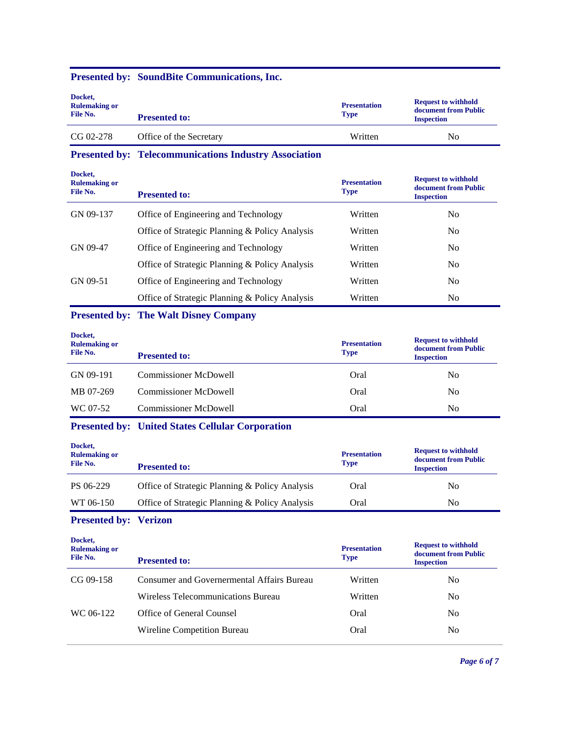**Presented by: SoundBite Communications, Inc.**

| Docket, Rulemaking or File No. | Presented to: | Presentation Type | Request to withhold document from Public Inspection |
|---|---|---|---|
| CG 02-278 | Office of the Secretary | Written | No |

**Presented by: Telecommunications Industry Association**

| Docket, Rulemaking or File No. | Presented to: | Presentation Type | Request to withhold document from Public Inspection |
|---|---|---|---|
| GN 09-137 | Office of Engineering and Technology | Written | No |
| | Office of Strategic Planning & Policy Analysis | Written | No |
| GN 09-47 | Office of Engineering and Technology | Written | No |
| | Office of Strategic Planning & Policy Analysis | Written | No |
| GN 09-51 | Office of Engineering and Technology | Written | No |
| | Office of Strategic Planning & Policy Analysis | Written | No |

**Presented by: The Walt Disney Company**

| Docket, Rulemaking or File No. | Presented to: | Presentation Type | Request to withhold document from Public Inspection |
|---|---|---|---|
| GN 09-191 | Commissioner McDowell | Oral | No |
| MB 07-269 | Commissioner McDowell | Oral | No |
| WC 07-52 | Commissioner McDowell | Oral | No |

**Presented by: United States Cellular Corporation**

| Docket, Rulemaking or File No. | Presented to: | Presentation Type | Request to withhold document from Public Inspection |
|---|---|---|---|
| PS 06-229 | Office of Strategic Planning & Policy Analysis | Oral | No |
| WT 06-150 | Office of Strategic Planning & Policy Analysis | Oral | No |

**Presented by: Verizon**

| Docket, Rulemaking or File No. | Presented to: | Presentation Type | Request to withhold document from Public Inspection |
|---|---|---|---|
| CG 09-158 | Consumer and Governermental Affairs Bureau | Written | No |
| | Wireless Telecommunications Bureau | Written | No |
| WC 06-122 | Office of General Counsel | Oral | No |
| | Wireline Competition Bureau | Oral | No |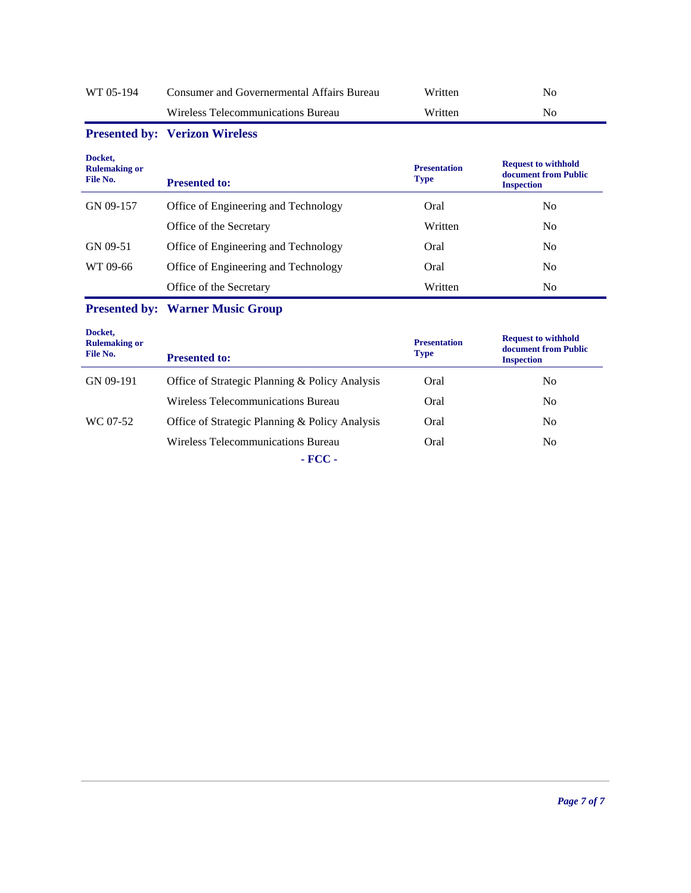| | | | |
|---|---|---|---|
| WT 05-194 | Consumer and Governermental Affairs Bureau | Written | No |
| | Wireless Telecommunications Bureau | Written | No |

**Presented by: Verizon Wireless**

| Docket, Rulemaking or File No. | Presented to: | Presentation Type | Request to withhold document from Public Inspection |
|---|---|---|---|
| GN 09-157 | Office of Engineering and Technology | Oral | No |
| | Office of the Secretary | Written | No |
| GN 09-51 | Office of Engineering and Technology | Oral | No |
| WT 09-66 | Office of Engineering and Technology | Oral | No |
| | Office of the Secretary | Written | No |

**Presented by: Warner Music Group**

| Docket, Rulemaking or File No. | Presented to: | Presentation Type | Request to withhold document from Public Inspection |
|---|---|---|---|
| GN 09-191 | Office of Strategic Planning & Policy Analysis | Oral | No |
| | Wireless Telecommunications Bureau | Oral | No |
| WC 07-52 | Office of Strategic Planning & Policy Analysis | Oral | No |
| | Wireless Telecommunications Bureau | Oral | No |

**- FCC -**